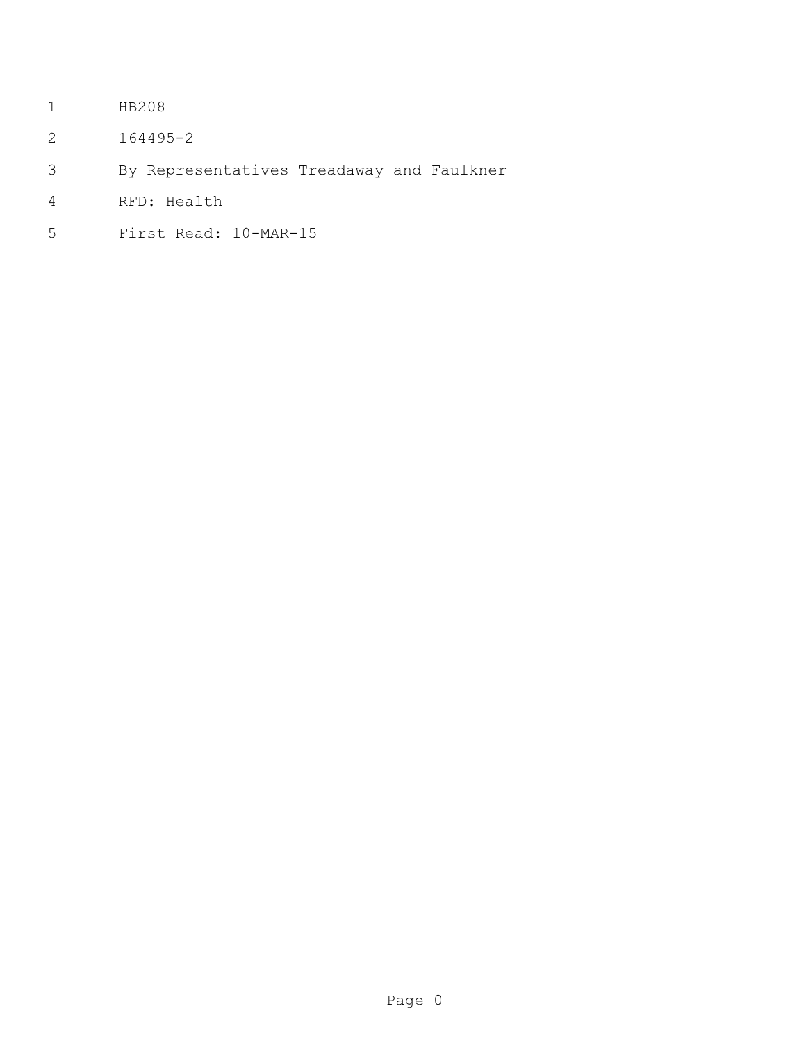HB208

164495-2

By Representatives Treadaway and Faulkner

RFD: Health

First Read: 10-MAR-15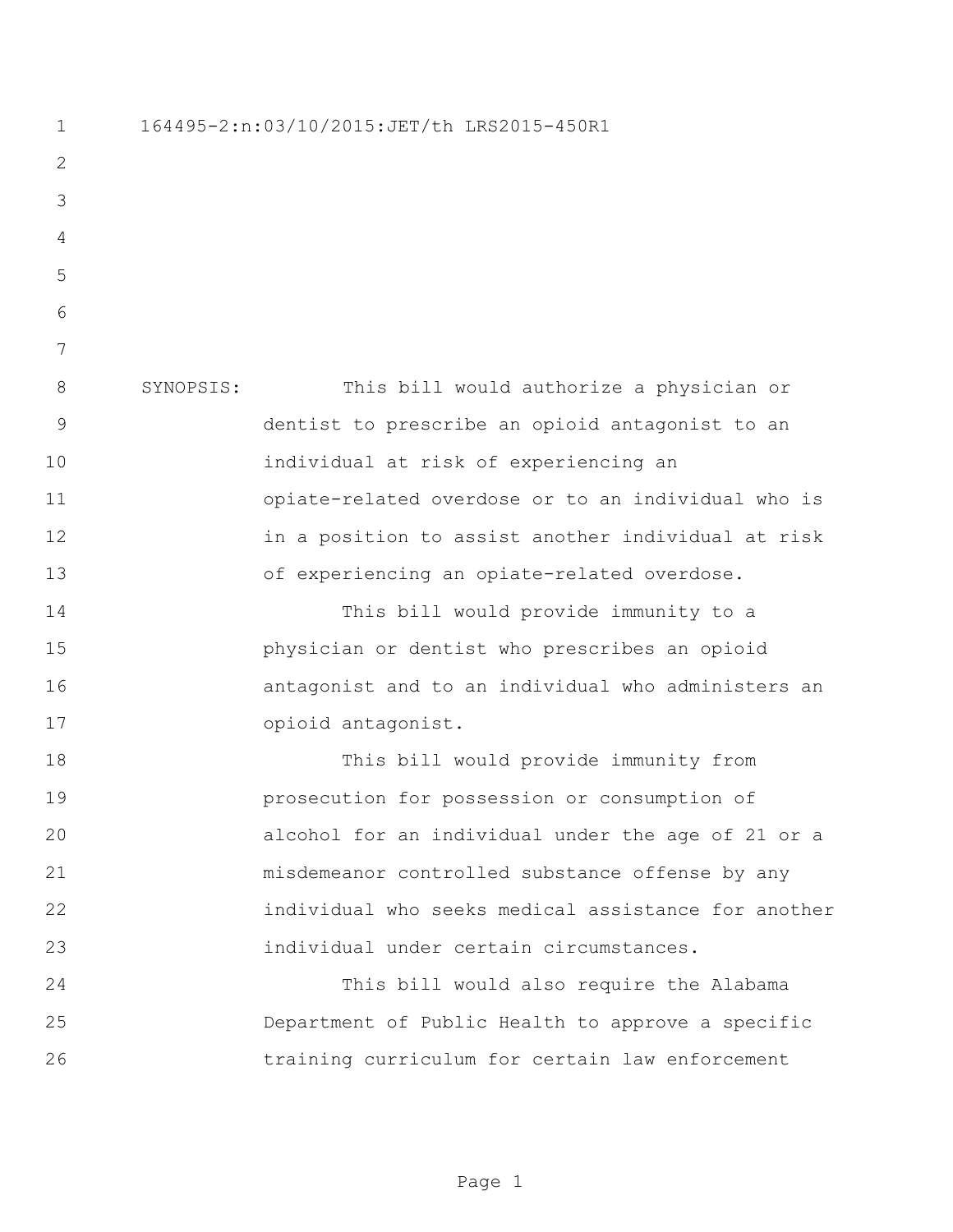164495-2:n:03/10/2015:JET/th LRS2015-450R1

SYNOPSIS: This bill would authorize a physician or dentist to prescribe an opioid antagonist to an individual at risk of experiencing an opiate-related overdose or to an individual who is in a position to assist another individual at risk of experiencing an opiate-related overdose.

This bill would provide immunity to a physician or dentist who prescribes an opioid antagonist and to an individual who administers an opioid antagonist.

This bill would provide immunity from prosecution for possession or consumption of alcohol for an individual under the age of 21 or a misdemeanor controlled substance offense by any individual who seeks medical assistance for another individual under certain circumstances.

This bill would also require the Alabama Department of Public Health to approve a specific training curriculum for certain law enforcement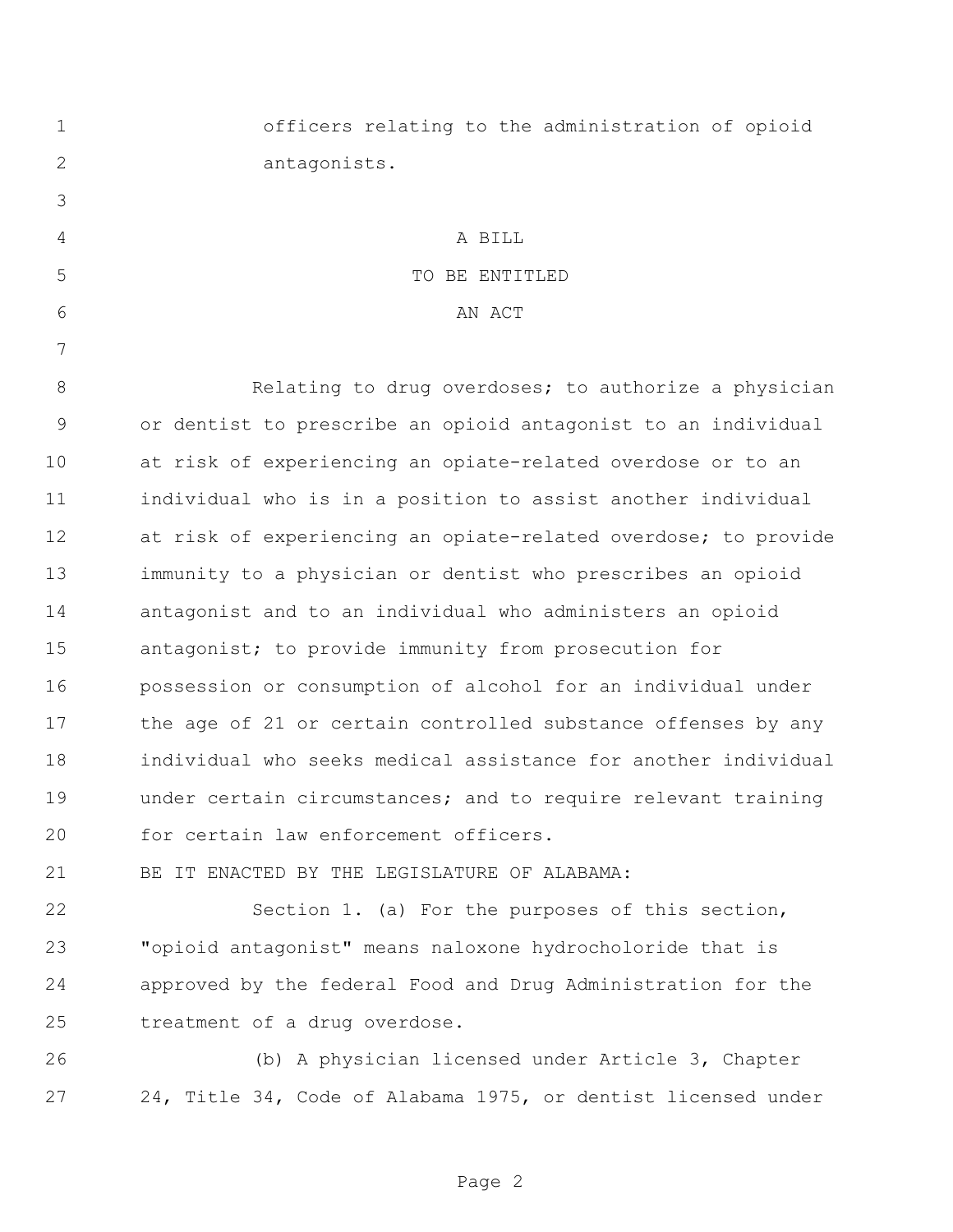officers relating to the administration of opioid antagonists.

A BILL

TO BE ENTITLED

AN ACT

Relating to drug overdoses; to authorize a physician or dentist to prescribe an opioid antagonist to an individual at risk of experiencing an opiate-related overdose or to an individual who is in a position to assist another individual at risk of experiencing an opiate-related overdose; to provide immunity to a physician or dentist who prescribes an opioid antagonist and to an individual who administers an opioid antagonist; to provide immunity from prosecution for possession or consumption of alcohol for an individual under the age of 21 or certain controlled substance offenses by any individual who seeks medical assistance for another individual under certain circumstances; and to require relevant training for certain law enforcement officers.

BE IT ENACTED BY THE LEGISLATURE OF ALABAMA:

Section 1. (a) For the purposes of this section, "opioid antagonist" means naloxone hydrocholoride that is approved by the federal Food and Drug Administration for the treatment of a drug overdose.

(b) A physician licensed under Article 3, Chapter 24, Title 34, Code of Alabama 1975, or dentist licensed under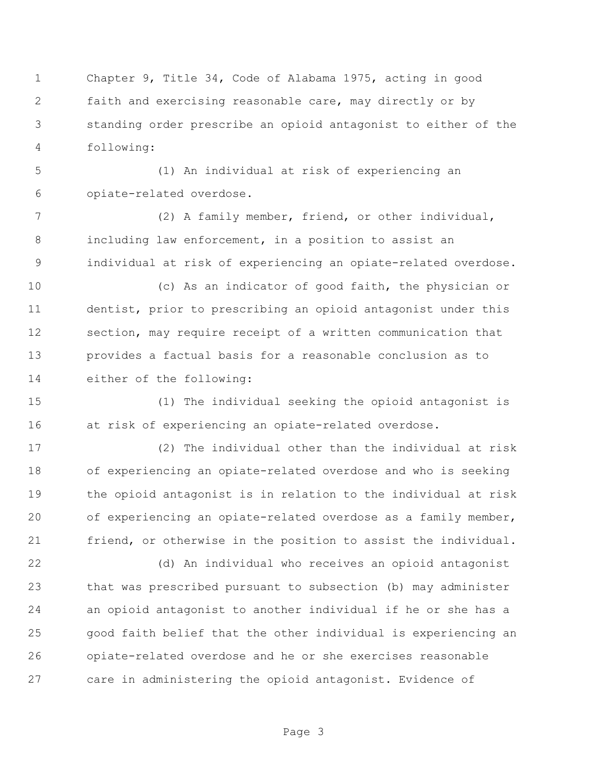Chapter 9, Title 34, Code of Alabama 1975, acting in good faith and exercising reasonable care, may directly or by standing order prescribe an opioid antagonist to either of the following:

(1) An individual at risk of experiencing an opiate-related overdose.

(2) A family member, friend, or other individual, including law enforcement, in a position to assist an individual at risk of experiencing an opiate-related overdose.

(c) As an indicator of good faith, the physician or dentist, prior to prescribing an opioid antagonist under this section, may require receipt of a written communication that provides a factual basis for a reasonable conclusion as to either of the following:

(1) The individual seeking the opioid antagonist is at risk of experiencing an opiate-related overdose.

(2) The individual other than the individual at risk of experiencing an opiate-related overdose and who is seeking the opioid antagonist is in relation to the individual at risk of experiencing an opiate-related overdose as a family member, friend, or otherwise in the position to assist the individual.

(d) An individual who receives an opioid antagonist that was prescribed pursuant to subsection (b) may administer an opioid antagonist to another individual if he or she has a good faith belief that the other individual is experiencing an opiate-related overdose and he or she exercises reasonable care in administering the opioid antagonist. Evidence of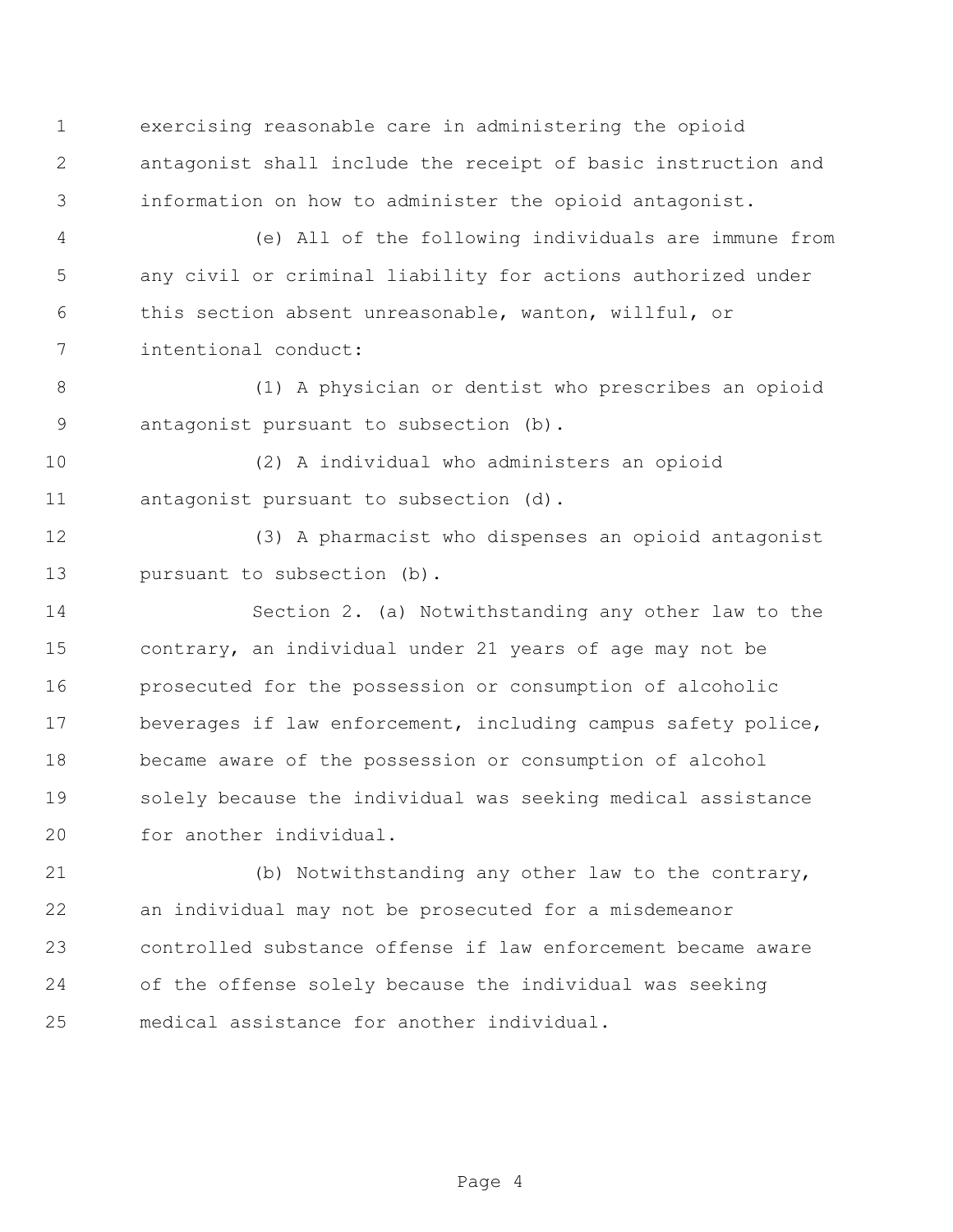exercising reasonable care in administering the opioid antagonist shall include the receipt of basic instruction and information on how to administer the opioid antagonist.

(e) All of the following individuals are immune from any civil or criminal liability for actions authorized under this section absent unreasonable, wanton, willful, or intentional conduct:

(1) A physician or dentist who prescribes an opioid antagonist pursuant to subsection (b).

(2) A individual who administers an opioid antagonist pursuant to subsection (d).

(3) A pharmacist who dispenses an opioid antagonist pursuant to subsection (b).

Section 2. (a) Notwithstanding any other law to the contrary, an individual under 21 years of age may not be prosecuted for the possession or consumption of alcoholic beverages if law enforcement, including campus safety police, became aware of the possession or consumption of alcohol solely because the individual was seeking medical assistance for another individual.

(b) Notwithstanding any other law to the contrary, an individual may not be prosecuted for a misdemeanor controlled substance offense if law enforcement became aware of the offense solely because the individual was seeking medical assistance for another individual.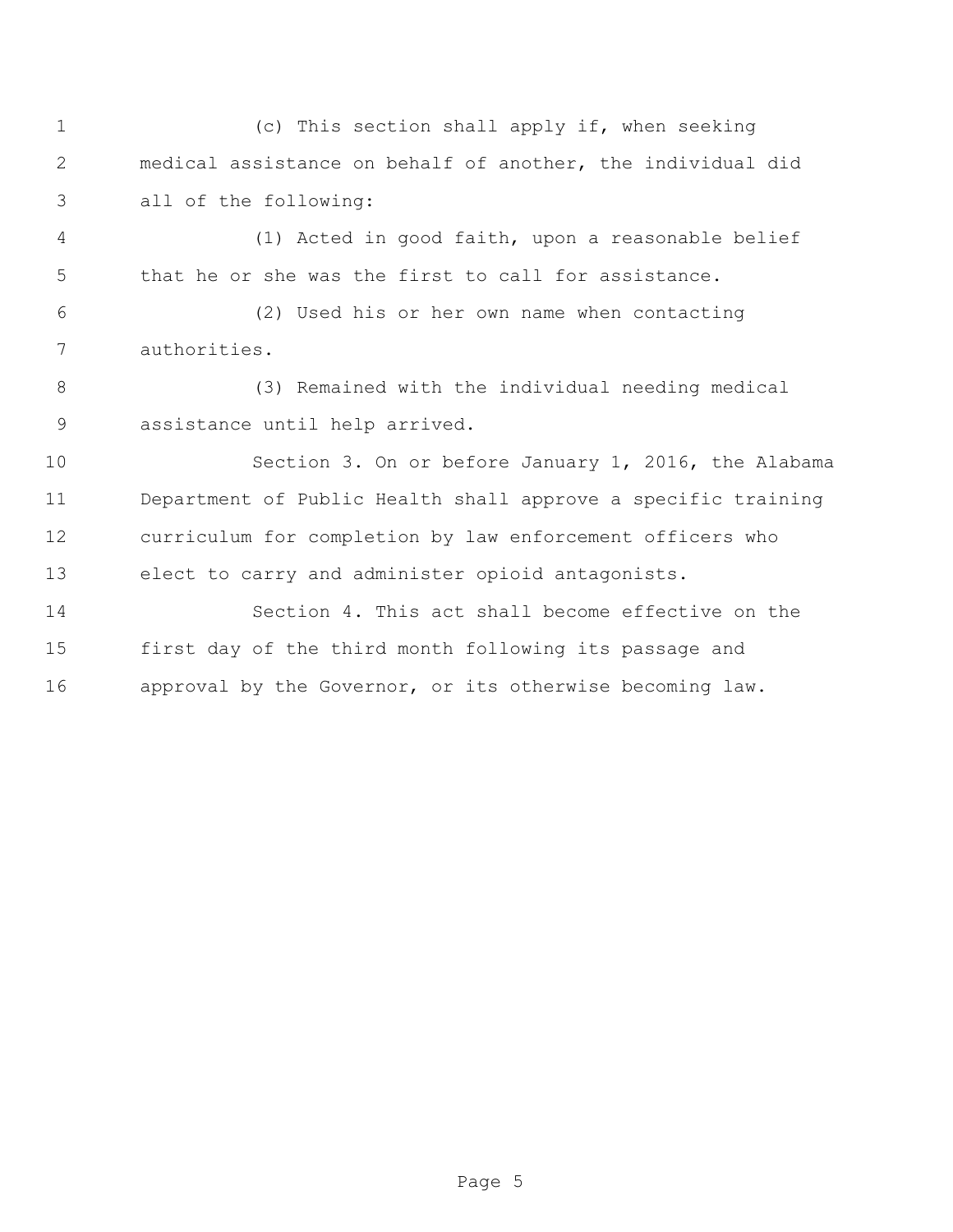(c) This section shall apply if, when seeking medical assistance on behalf of another, the individual did all of the following:

(1) Acted in good faith, upon a reasonable belief that he or she was the first to call for assistance.

(2) Used his or her own name when contacting authorities.

(3) Remained with the individual needing medical assistance until help arrived.

Section 3. On or before January 1, 2016, the Alabama Department of Public Health shall approve a specific training curriculum for completion by law enforcement officers who elect to carry and administer opioid antagonists.

Section 4. This act shall become effective on the first day of the third month following its passage and approval by the Governor, or its otherwise becoming law.